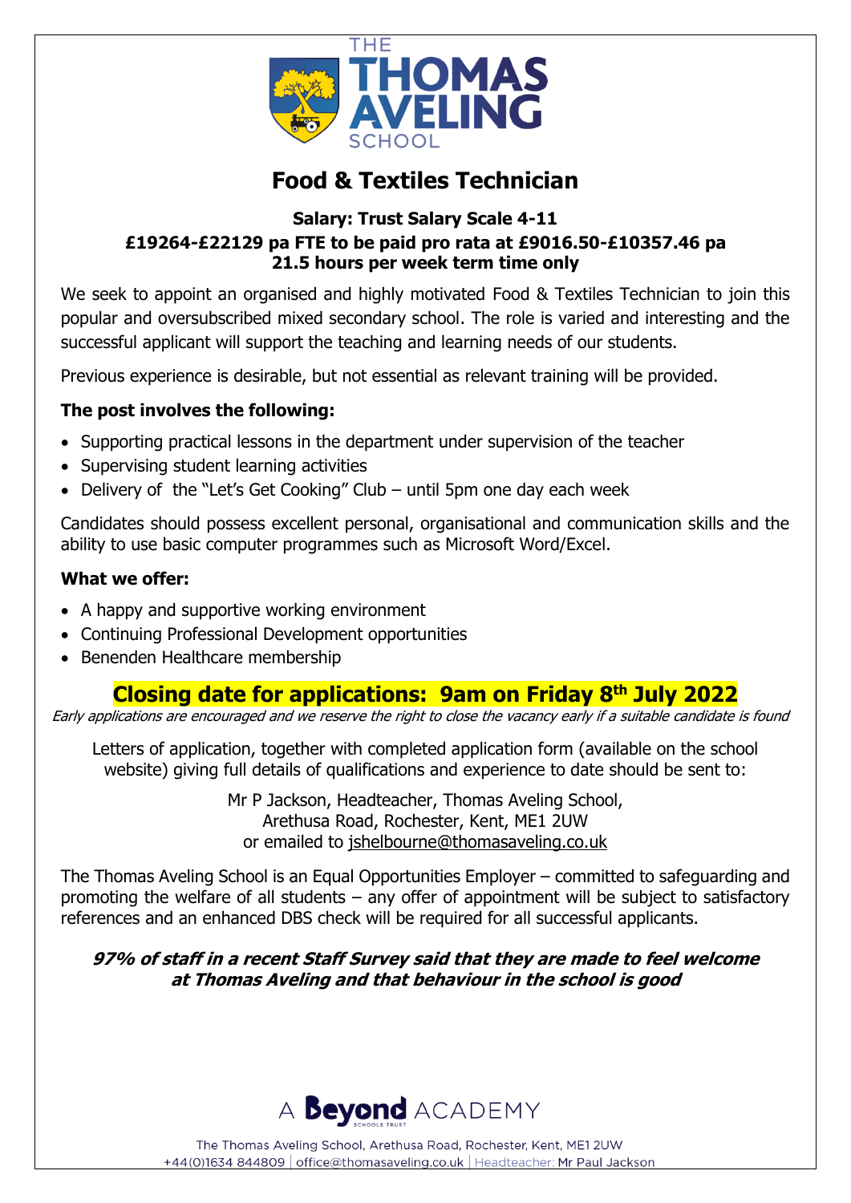# Food & Textiles Technician

**Salary: Trust Salary Scale 4-11**
**£19264-£22129 pa FTE to be paid pro rata at £9016.50-£10357.46 pa**
**21.5 hours per week term time only**

We seek to appoint an organised and highly motivated Food & Textiles Technician to join this popular and oversubscribed mixed secondary school. The role is varied and interesting and the successful applicant will support the teaching and learning needs of our students.

Previous experience is desirable, but not essential as relevant training will be provided.

**The post involves the following:**

- Supporting practical lessons in the department under supervision of the teacher
- Supervising student learning activities
- Delivery of the "Let's Get Cooking" Club – until 5pm one day each week

Candidates should possess excellent personal, organisational and communication skills and the ability to use basic computer programmes such as Microsoft Word/Excel.

**What we offer:**

- A happy and supportive working environment
- Continuing Professional Development opportunities
- Benenden Healthcare membership

## Closing date for applications: 9am on Friday 8th July 2022

*Early applications are encouraged and we reserve the right to close the vacancy early if a suitable candidate is found*

Letters of application, together with completed application form (available on the school website) giving full details of qualifications and experience to date should be sent to:

Mr P Jackson, Headteacher, Thomas Aveling School,
Arethusa Road, Rochester, Kent, ME1 2UW
or emailed to jshelbourne@thomasaveling.co.uk

The Thomas Aveling School is an Equal Opportunities Employer – committed to safeguarding and promoting the welfare of all students – any offer of appointment will be subject to satisfactory references and an enhanced DBS check will be required for all successful applicants.

***97% of staff in a recent Staff Survey said that they are made to feel welcome at Thomas Aveling and that behaviour in the school is good***

A Beyond ACADEMY

The Thomas Aveling School, Arethusa Road, Rochester, Kent, ME1 2UW
+44(0)1634 844809 | office@thomasaveling.co.uk | Headteacher: Mr Paul Jackson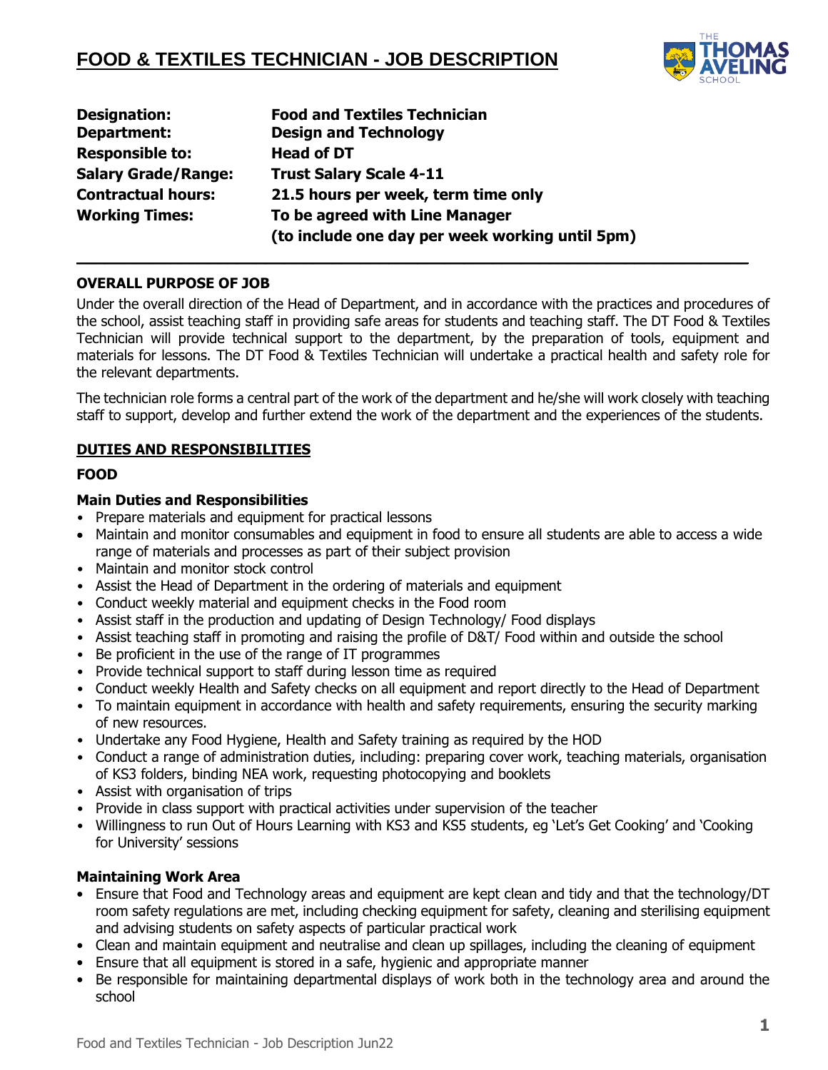# FOOD & TEXTILES TECHNICIAN - JOB DESCRIPTION

| | |
|---|---|
| **Designation:** | **Food and Textiles Technician** |
| **Department:** | **Design and Technology** |
| **Responsible to:** | **Head of DT** |
| **Salary Grade/Range:** | **Trust Salary Scale 4-11** |
| **Contractual hours:** | **21.5 hours per week, term time only** |
| **Working Times:** | **To be agreed with Line Manager (to include one day per week working until 5pm)** |

---

**OVERALL PURPOSE OF JOB**

Under the overall direction of the Head of Department, and in accordance with the practices and procedures of the school, assist teaching staff in providing safe areas for students and teaching staff. The DT Food & Textiles Technician will provide technical support to the department, by the preparation of tools, equipment and materials for lessons. The DT Food & Textiles Technician will undertake a practical health and safety role for the relevant departments.

The technician role forms a central part of the work of the department and he/she will work closely with teaching staff to support, develop and further extend the work of the department and the experiences of the students.

## DUTIES AND RESPONSIBILITIES

### FOOD

**Main Duties and Responsibilities**

- Prepare materials and equipment for practical lessons
- Maintain and monitor consumables and equipment in food to ensure all students are able to access a wide range of materials and processes as part of their subject provision
- Maintain and monitor stock control
- Assist the Head of Department in the ordering of materials and equipment
- Conduct weekly material and equipment checks in the Food room
- Assist staff in the production and updating of Design Technology/ Food displays
- Assist teaching staff in promoting and raising the profile of D&T/ Food within and outside the school
- Be proficient in the use of the range of IT programmes
- Provide technical support to staff during lesson time as required
- Conduct weekly Health and Safety checks on all equipment and report directly to the Head of Department
- To maintain equipment in accordance with health and safety requirements, ensuring the security marking of new resources.
- Undertake any Food Hygiene, Health and Safety training as required by the HOD
- Conduct a range of administration duties, including: preparing cover work, teaching materials, organisation of KS3 folders, binding NEA work, requesting photocopying and booklets
- Assist with organisation of trips
- Provide in class support with practical activities under supervision of the teacher
- Willingness to run Out of Hours Learning with KS3 and KS5 students, eg 'Let's Get Cooking' and 'Cooking for University' sessions

**Maintaining Work Area**

- Ensure that Food and Technology areas and equipment are kept clean and tidy and that the technology/DT room safety regulations are met, including checking equipment for safety, cleaning and sterilising equipment and advising students on safety aspects of particular practical work
- Clean and maintain equipment and neutralise and clean up spillages, including the cleaning of equipment
- Ensure that all equipment is stored in a safe, hygienic and appropriate manner
- Be responsible for maintaining departmental displays of work both in the technology area and around the school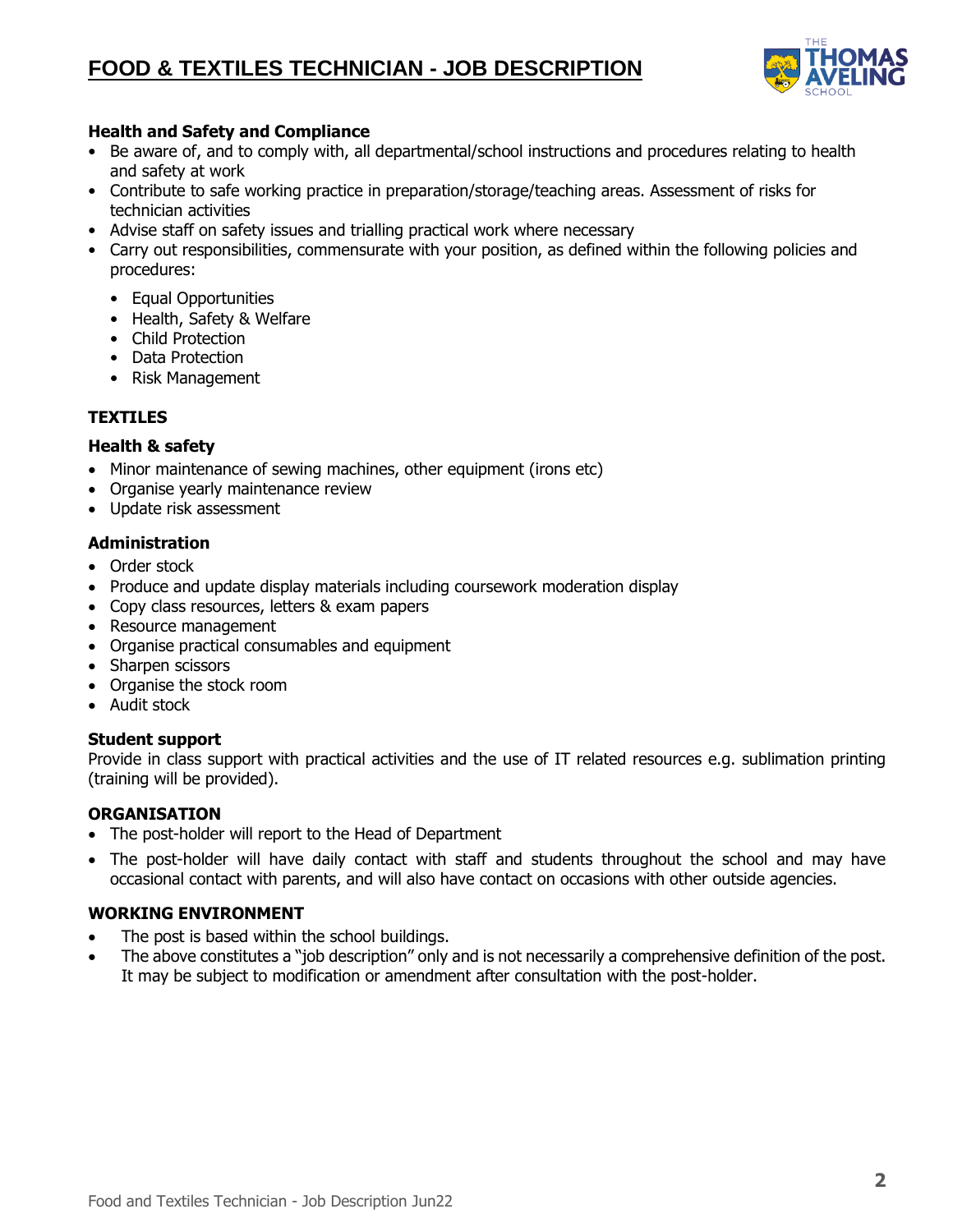# FOOD & TEXTILES TECHNICIAN - JOB DESCRIPTION

**Health and Safety and Compliance**

- Be aware of, and to comply with, all departmental/school instructions and procedures relating to health and safety at work
- Contribute to safe working practice in preparation/storage/teaching areas. Assessment of risks for technician activities
- Advise staff on safety issues and trialling practical work where necessary
- Carry out responsibilities, commensurate with your position, as defined within the following policies and procedures:
  - Equal Opportunities
  - Health, Safety & Welfare
  - Child Protection
  - Data Protection
  - Risk Management

**TEXTILES**

**Health & safety**

- Minor maintenance of sewing machines, other equipment (irons etc)
- Organise yearly maintenance review
- Update risk assessment

**Administration**

- Order stock
- Produce and update display materials including coursework moderation display
- Copy class resources, letters & exam papers
- Resource management
- Organise practical consumables and equipment
- Sharpen scissors
- Organise the stock room
- Audit stock

**Student support**

Provide in class support with practical activities and the use of IT related resources e.g. sublimation printing (training will be provided).

**ORGANISATION**

- The post-holder will report to the Head of Department
- The post-holder will have daily contact with staff and students throughout the school and may have occasional contact with parents, and will also have contact on occasions with other outside agencies.

**WORKING ENVIRONMENT**

- The post is based within the school buildings.
- The above constitutes a "job description" only and is not necessarily a comprehensive definition of the post. It may be subject to modification or amendment after consultation with the post-holder.